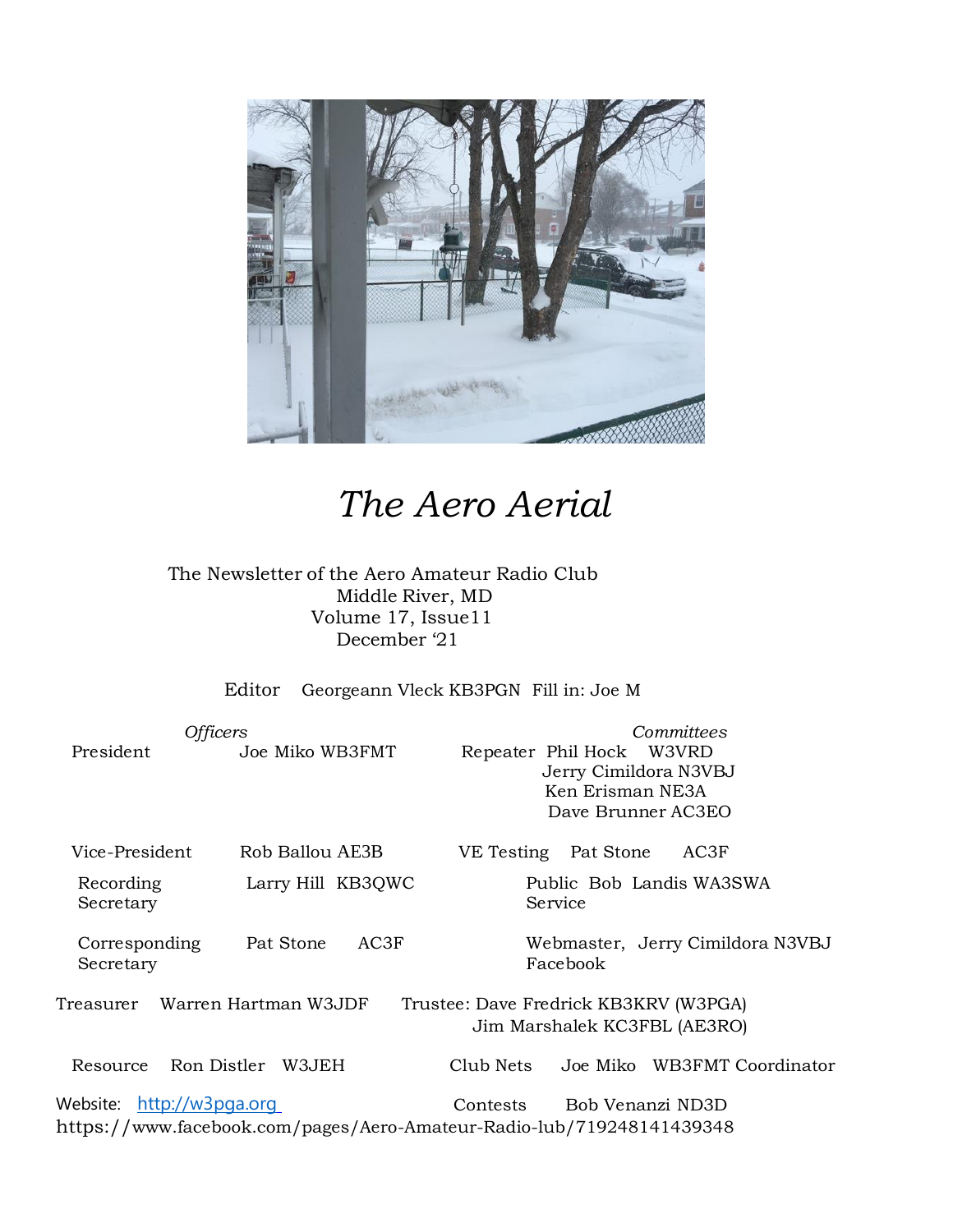# *The Aero Aerial*

The Newsletter of the Aero Amateur Radio Club
Middle River, MD
Volume 17, Issue11
December '21

Editor Georgeann Vleck KB3PGN Fill in: Joe M

| *Officers* | | *Committees* | |
|---|---|---|---|
| President | Joe Miko WB3FMT | Repeater | Phil Hock W3VRD<br>Jerry Cimildora N3VBJ<br>Ken Erisman NE3A<br>Dave Brunner AC3EO |
| Vice-President | Rob Ballou AE3B | VE Testing | Pat Stone AC3F |
| Recording Secretary | Larry Hill KB3QWC | Public Service | Bob Landis WA3SWA |
| Corresponding Secretary | Pat Stone AC3F | Webmaster, Facebook | Jerry Cimildora N3VBJ |
| Treasurer | Warren Hartman W3JDF | Trustee: | Dave Fredrick KB3KRV (W3PGA)<br>Jim Marshalek KC3FBL (AE3RO) |
| Resource | Ron Distler W3JEH | Club Nets | Joe Miko WB3FMT Coordinator |
| | | Contests | Bob Venanzi ND3D |

Website: http://w3pga.org

https://www.facebook.com/pages/Aero-Amateur-Radio-lub/719248141439348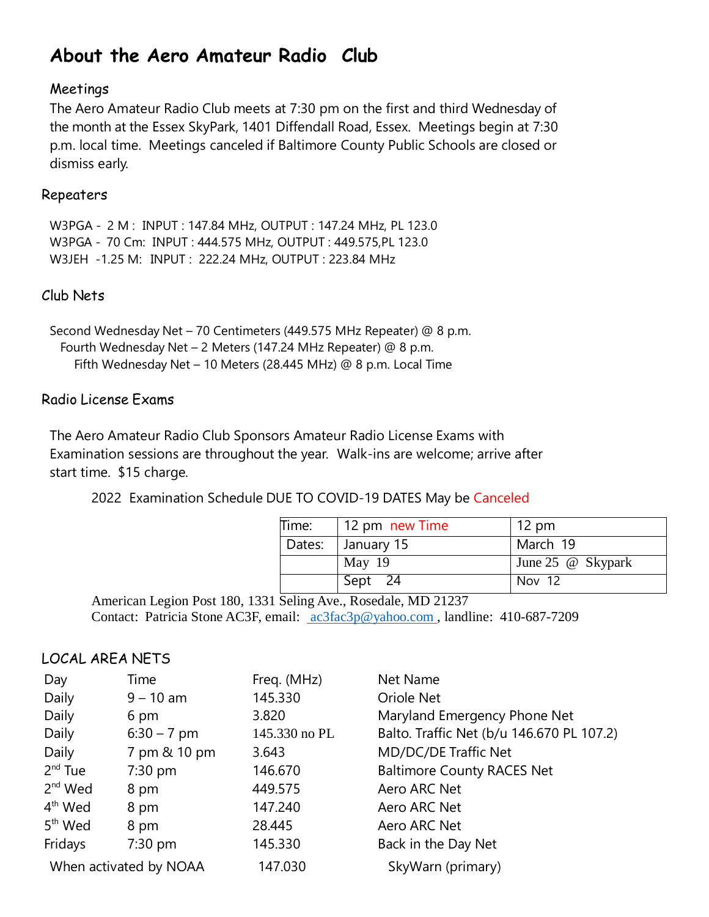# About the Aero Amateur Radio Club

## Meetings

The Aero Amateur Radio Club meets at 7:30 pm on the first and third Wednesday of the month at the Essex SkyPark, 1401 Diffendall Road, Essex. Meetings begin at 7:30 p.m. local time. Meetings canceled if Baltimore County Public Schools are closed or dismiss early.

## Repeaters

W3PGA - 2 M : INPUT : 147.84 MHz, OUTPUT : 147.24 MHz, PL 123.0
W3PGA - 70 Cm: INPUT : 444.575 MHz, OUTPUT : 449.575,PL 123.0
W3JEH -1.25 M: INPUT : 222.24 MHz, OUTPUT : 223.84 MHz

## Club Nets

Second Wednesday Net – 70 Centimeters (449.575 MHz Repeater) @ 8 p.m.
Fourth Wednesday Net – 2 Meters (147.24 MHz Repeater) @ 8 p.m.
Fifth Wednesday Net – 10 Meters (28.445 MHz) @ 8 p.m. Local Time

## Radio License Exams

The Aero Amateur Radio Club Sponsors Amateur Radio License Exams with Examination sessions are throughout the year. Walk-ins are welcome; arrive after start time. $15 charge.

2022 Examination Schedule DUE TO COVID-19 DATES May be Canceled

| | | |
|---|---|---|
| Time: | 12 pm new Time | 12 pm |
| Dates: | January 15 | March 19 |
| | May 19 | June 25 @ Skypark |
| | Sept 24 | Nov 12 |

American Legion Post 180, 1331 Seling Ave., Rosedale, MD 21237
Contact: Patricia Stone AC3F, email: ac3fac3p@yahoo.com , landline: 410-687-7209

## LOCAL AREA NETS

| Day | Time | Freq. (MHz) | Net Name |
|---|---|---|---|
| Daily | 9 – 10 am | 145.330 | Oriole Net |
| Daily | 6 pm | 3.820 | Maryland Emergency Phone Net |
| Daily | 6:30 – 7 pm | 145.330 no PL | Balto. Traffic Net (b/u 146.670 PL 107.2) |
| Daily | 7 pm & 10 pm | 3.643 | MD/DC/DE Traffic Net |
| 2nd Tue | 7:30 pm | 146.670 | Baltimore County RACES Net |
| 2nd Wed | 8 pm | 449.575 | Aero ARC Net |
| 4th Wed | 8 pm | 147.240 | Aero ARC Net |
| 5th Wed | 8 pm | 28.445 | Aero ARC Net |
| Fridays | 7:30 pm | 145.330 | Back in the Day Net |
| When activated by NOAA | | 147.030 | SkyWarn (primary) |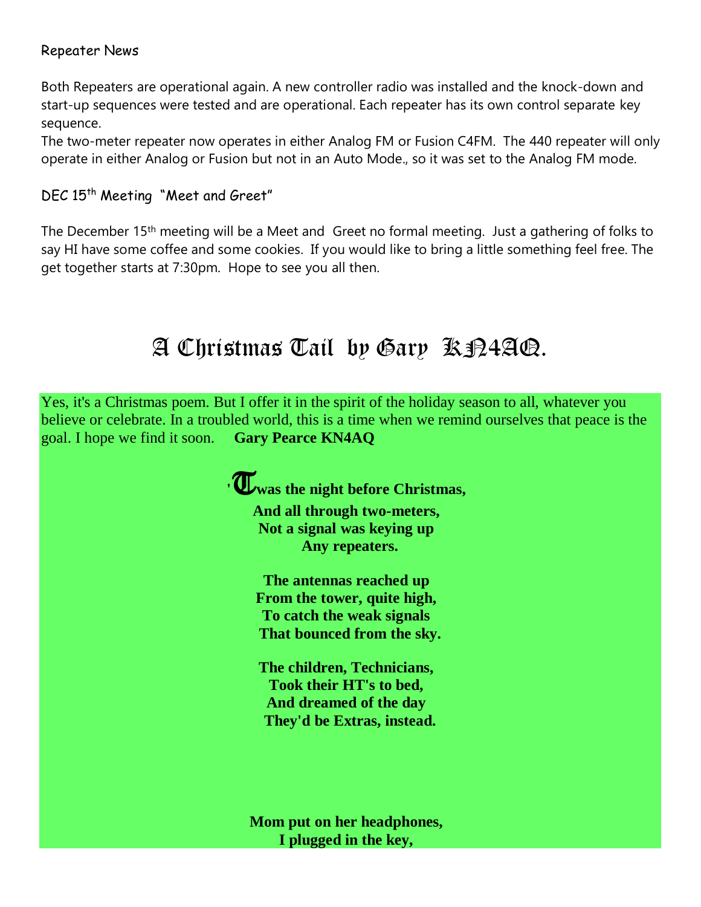## Repeater News

Both Repeaters are operational again. A new controller radio was installed and the knock-down and start-up sequences were tested and are operational. Each repeater has its own control separate key sequence.

The two-meter repeater now operates in either Analog FM or Fusion C4FM. The 440 repeater will only operate in either Analog or Fusion but not in an Auto Mode., so it was set to the Analog FM mode.

## DEC 15th Meeting "Meet and Greet"

The December 15th meeting will be a Meet and Greet no formal meeting. Just a gathering of folks to say HI have some coffee and some cookies. If you would like to bring a little something feel free. The get together starts at 7:30pm. Hope to see you all then.

# A Christmas Tail by Gary KN4AQ.

Yes, it's a Christmas poem. But I offer it in the spirit of the holiday season to all, whatever you believe or celebrate. In a troubled world, this is a time when we remind ourselves that peace is the goal. I hope we find it soon. **Gary Pearce KN4AQ**

**'Twas the night before Christmas,**
**And all through two-meters,**
**Not a signal was keying up**
**Any repeaters.**

**The antennas reached up**
**From the tower, quite high,**
**To catch the weak signals**
**That bounced from the sky.**

**The children, Technicians,**
**Took their HT's to bed,**
**And dreamed of the day**
**They'd be Extras, instead.**

**Mom put on her headphones,**
**I plugged in the key,**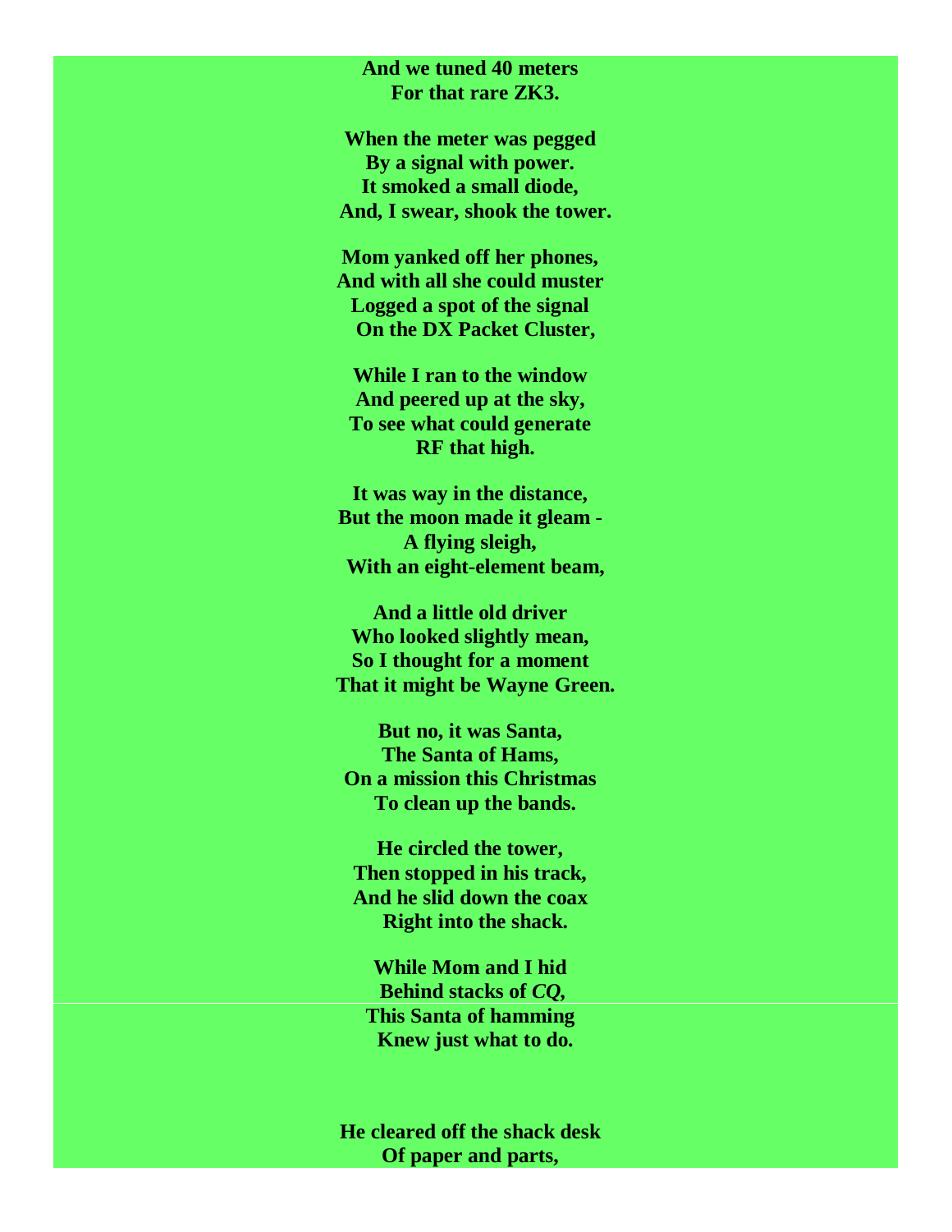**And we tuned 40 meters**
**For that rare ZK3.**

**When the meter was pegged**
**By a signal with power.**
**It smoked a small diode,**
**And, I swear, shook the tower.**

**Mom yanked off her phones,**
**And with all she could muster**
**Logged a spot of the signal**
**On the DX Packet Cluster,**

**While I ran to the window**
**And peered up at the sky,**
**To see what could generate**
**RF that high.**

**It was way in the distance,**
**But the moon made it gleam -**
**A flying sleigh,**
**With an eight-element beam,**

**And a little old driver**
**Who looked slightly mean,**
**So I thought for a moment**
**That it might be Wayne Green.**

**But no, it was Santa,**
**The Santa of Hams,**
**On a mission this Christmas**
**To clean up the bands.**

**He circled the tower,**
**Then stopped in his track,**
**And he slid down the coax**
**Right into the shack.**

**While Mom and I hid**
**Behind stacks of *CQ*,**
**This Santa of hamming**
**Knew just what to do.**

**He cleared off the shack desk**
**Of paper and parts,**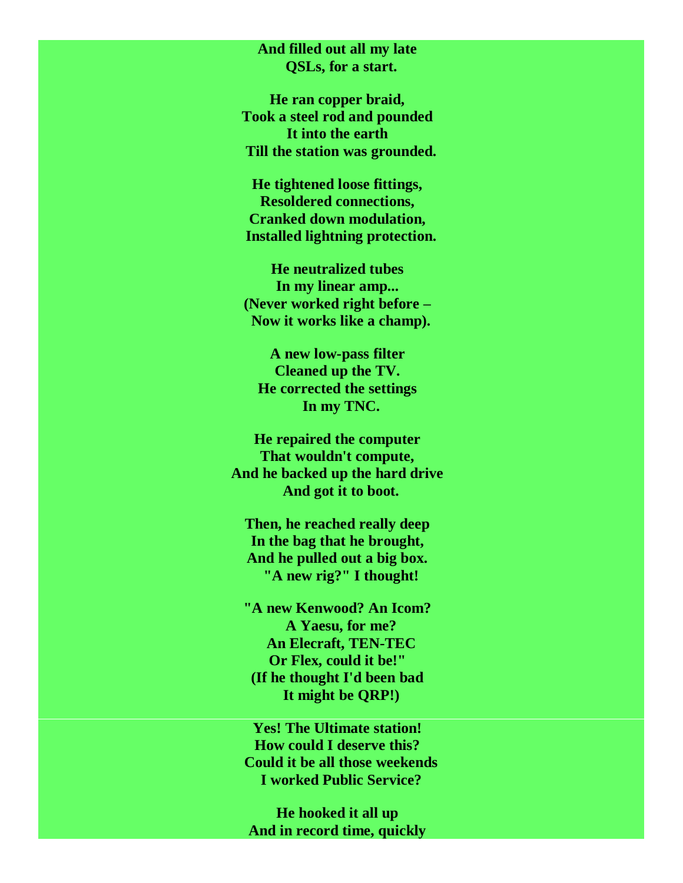**And filled out all my late**
**QSLs, for a start.**

**He ran copper braid,**
**Took a steel rod and pounded**
**It into the earth**
**Till the station was grounded.**

**He tightened loose fittings,**
**Resoldered connections,**
**Cranked down modulation,**
**Installed lightning protection.**

**He neutralized tubes**
**In my linear amp...**
**(Never worked right before –**
**Now it works like a champ).**

**A new low-pass filter**
**Cleaned up the TV.**
**He corrected the settings**
**In my TNC.**

**He repaired the computer**
**That wouldn't compute,**
**And he backed up the hard drive**
**And got it to boot.**

**Then, he reached really deep**
**In the bag that he brought,**
**And he pulled out a big box.**
**"A new rig?" I thought!**

**"A new Kenwood? An Icom?**
**A Yaesu, for me?**
**An Elecraft, TEN-TEC**
**Or Flex, could it be!"**
**(If he thought I'd been bad**
**It might be QRP!)**

**Yes! The Ultimate station!**
**How could I deserve this?**
**Could it be all those weekends**
**I worked Public Service?**

**He hooked it all up**
**And in record time, quickly**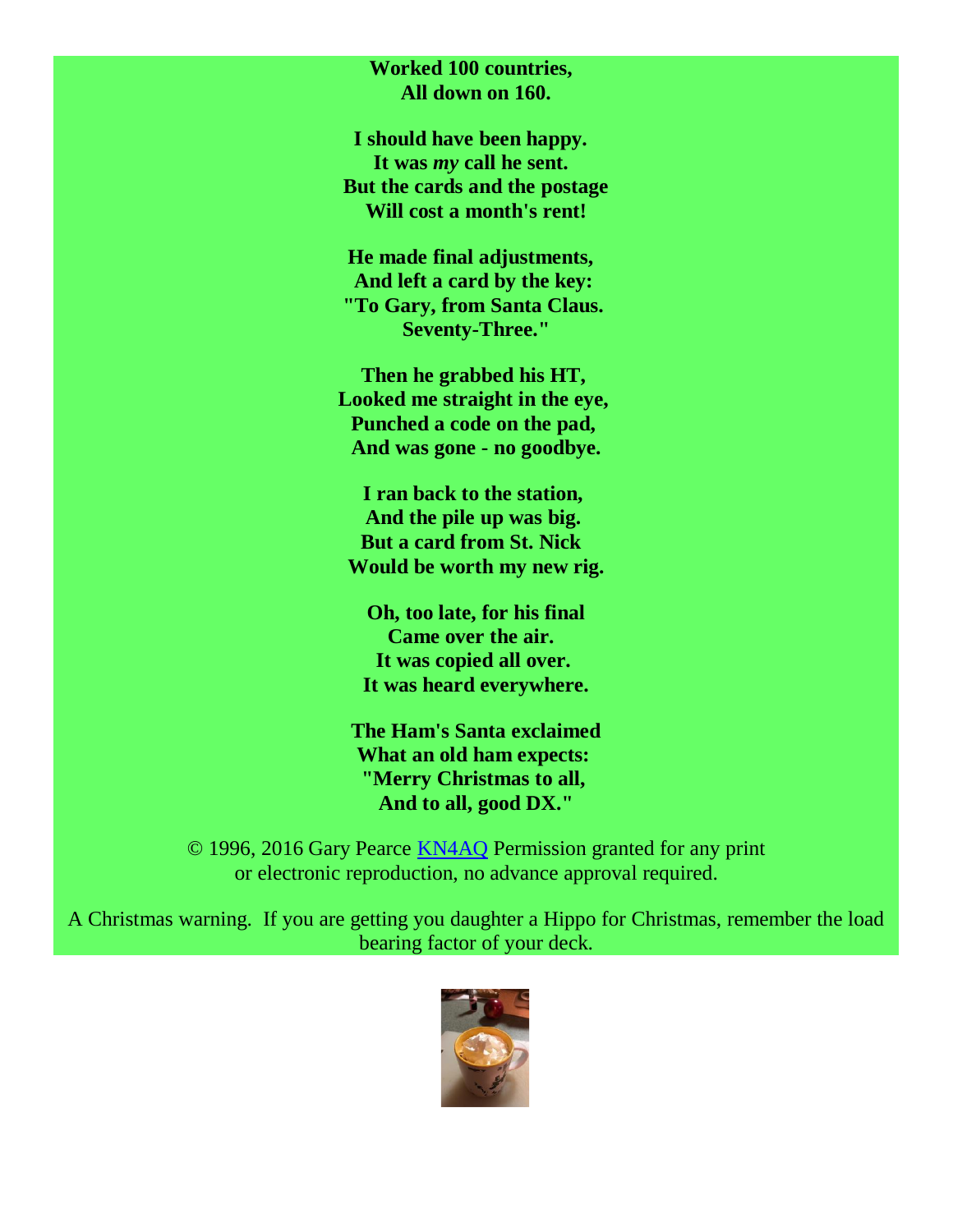**Worked 100 countries,**
**All down on 160.**

**I should have been happy.**
**It was *my* call he sent.**
**But the cards and the postage**
**Will cost a month's rent!**

**He made final adjustments,**
**And left a card by the key:**
**"To Gary, from Santa Claus.**
**Seventy-Three."**

**Then he grabbed his HT,**
**Looked me straight in the eye,**
**Punched a code on the pad,**
**And was gone - no goodbye.**

**I ran back to the station,**
**And the pile up was big.**
**But a card from St. Nick**
**Would be worth my new rig.**

**Oh, too late, for his final**
**Came over the air.**
**It was copied all over.**
**It was heard everywhere.**

**The Ham's Santa exclaimed**
**What an old ham expects:**
**"Merry Christmas to all,**
**And to all, good DX."**

© 1996, 2016 Gary Pearce [KN4AQ] Permission granted for any print or electronic reproduction, no advance approval required.

A Christmas warning. If you are getting you daughter a Hippo for Christmas, remember the load bearing factor of your deck.